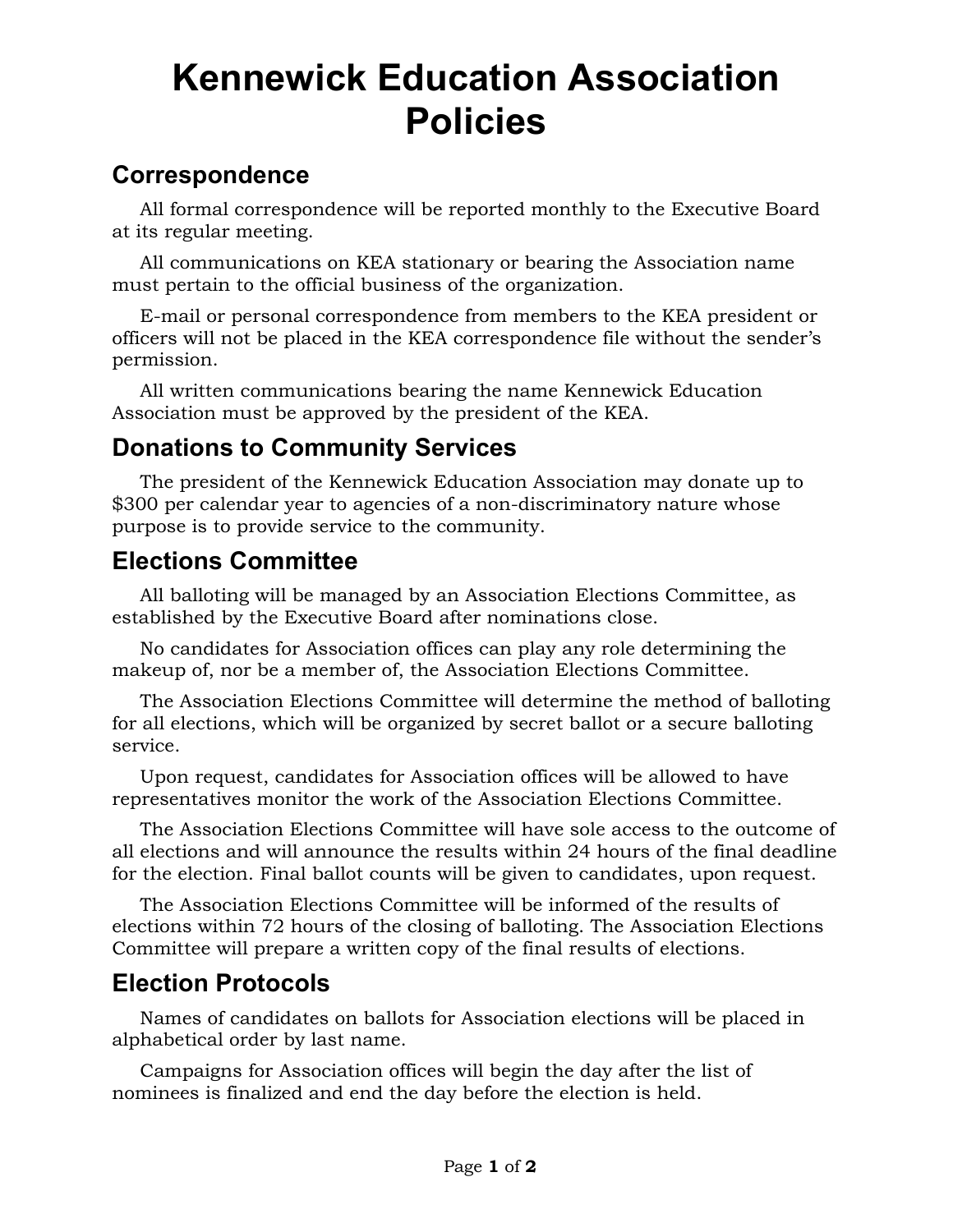# Kennewick Education Association Policies

## Correspondence

All formal correspondence will be reported monthly to the Executive Board at its regular meeting.

All communications on KEA stationary or bearing the Association name must pertain to the official business of the organization.

E-mail or personal correspondence from members to the KEA president or officers will not be placed in the KEA correspondence file without the sender's permission.

All written communications bearing the name Kennewick Education Association must be approved by the president of the KEA.

## Donations to Community Services

The president of the Kennewick Education Association may donate up to $300 per calendar year to agencies of a non-discriminatory nature whose purpose is to provide service to the community.

## Elections Committee

All balloting will be managed by an Association Elections Committee, as established by the Executive Board after nominations close.

No candidates for Association offices can play any role determining the makeup of, nor be a member of, the Association Elections Committee.

The Association Elections Committee will determine the method of balloting for all elections, which will be organized by secret ballot or a secure balloting service.

Upon request, candidates for Association offices will be allowed to have representatives monitor the work of the Association Elections Committee.

The Association Elections Committee will have sole access to the outcome of all elections and will announce the results within 24 hours of the final deadline for the election. Final ballot counts will be given to candidates, upon request.

The Association Elections Committee will be informed of the results of elections within 72 hours of the closing of balloting. The Association Elections Committee will prepare a written copy of the final results of elections.

## Election Protocols

Names of candidates on ballots for Association elections will be placed in alphabetical order by last name.

Campaigns for Association offices will begin the day after the list of nominees is finalized and end the day before the election is held.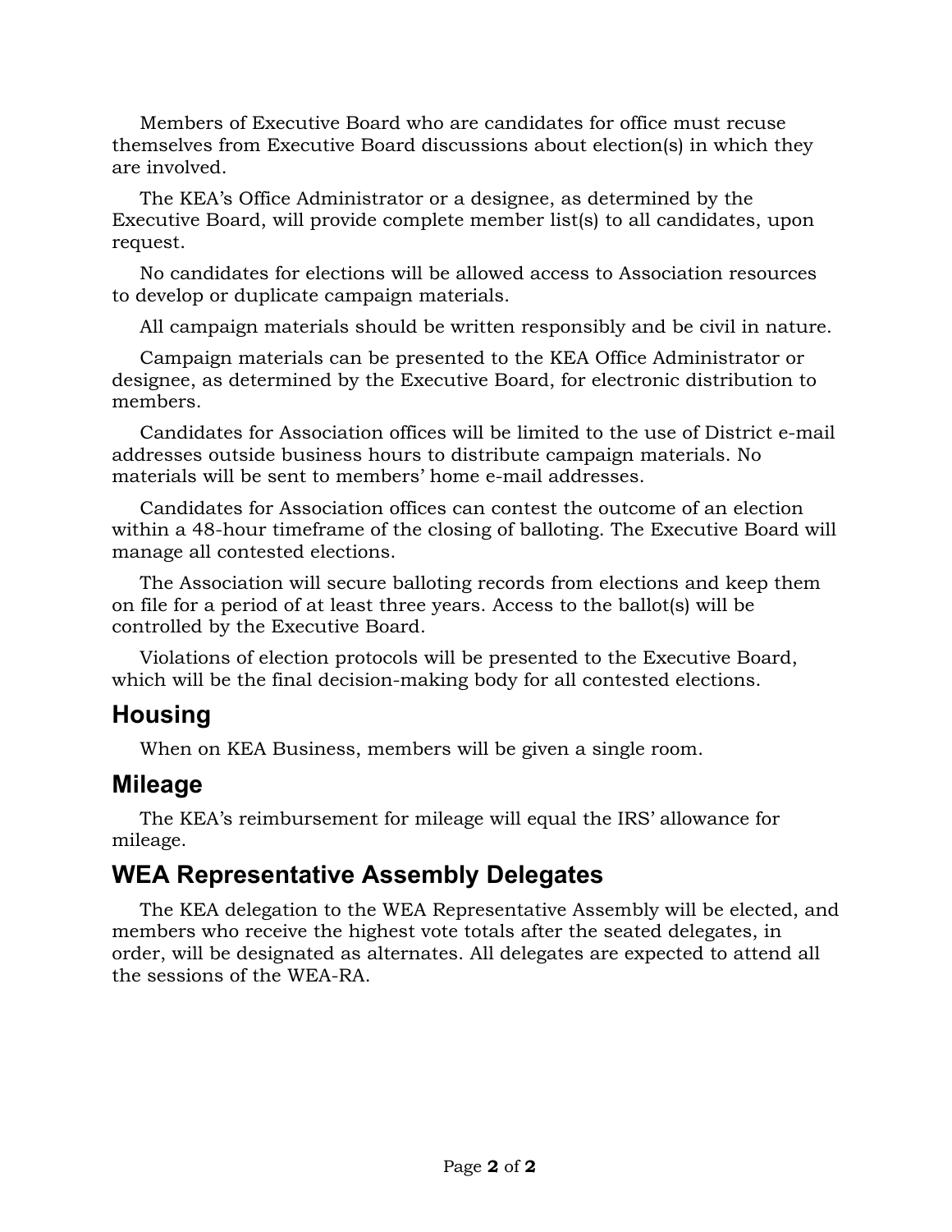Members of Executive Board who are candidates for office must recuse themselves from Executive Board discussions about election(s) in which they are involved.

The KEA's Office Administrator or a designee, as determined by the Executive Board, will provide complete member list(s) to all candidates, upon request.

No candidates for elections will be allowed access to Association resources to develop or duplicate campaign materials.

All campaign materials should be written responsibly and be civil in nature.

Campaign materials can be presented to the KEA Office Administrator or designee, as determined by the Executive Board, for electronic distribution to members.

Candidates for Association offices will be limited to the use of District e-mail addresses outside business hours to distribute campaign materials. No materials will be sent to members' home e-mail addresses.

Candidates for Association offices can contest the outcome of an election within a 48-hour timeframe of the closing of balloting. The Executive Board will manage all contested elections.

The Association will secure balloting records from elections and keep them on file for a period of at least three years. Access to the ballot(s) will be controlled by the Executive Board.

Violations of election protocols will be presented to the Executive Board, which will be the final decision-making body for all contested elections.

## Housing

When on KEA Business, members will be given a single room.

## Mileage

The KEA's reimbursement for mileage will equal the IRS' allowance for mileage.

## WEA Representative Assembly Delegates

The KEA delegation to the WEA Representative Assembly will be elected, and members who receive the highest vote totals after the seated delegates, in order, will be designated as alternates. All delegates are expected to attend all the sessions of the WEA-RA.